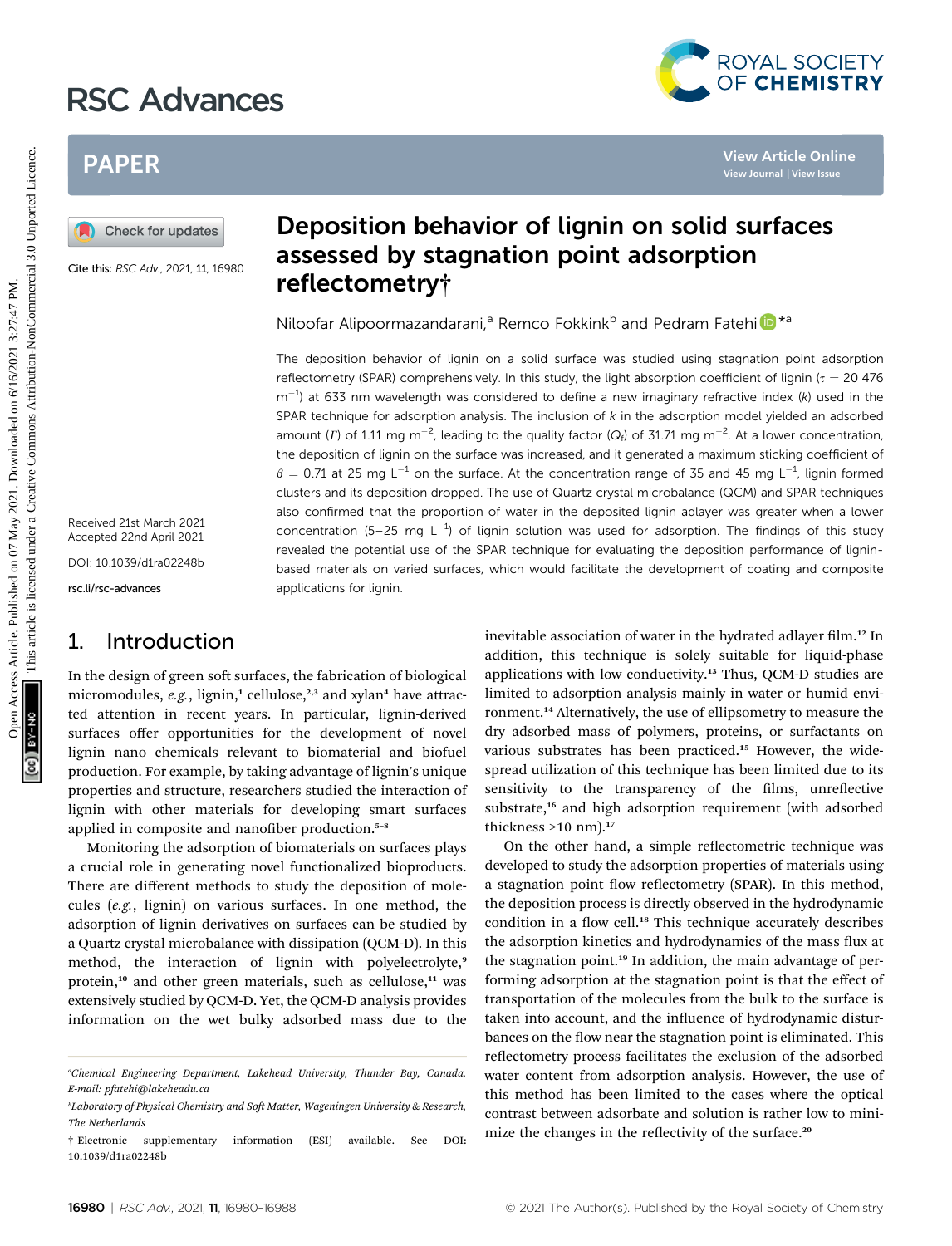# Deposition behavior of lignin on solid surfaces assessed by stagnation point adsorption reflectometry†

Niloofar Alipoormazandarani,[a] Remco Fokkink[b] and Pedram Fatehi *[a]

Cite this: RSC Adv., 2021, 11, 16980

Received 21st March 2021
Accepted 22nd April 2021

DOI: 10.1039/d1ra02248b

rsc.li/rsc-advances

The deposition behavior of lignin on a solid surface was studied using stagnation point adsorption reflectometry (SPAR) comprehensively. In this study, the light absorption coefficient of lignin ($\tau$ = 20 476 $m^{-1}$) at 633 nm wavelength was considered to define a new imaginary refractive index ($k$) used in the SPAR technique for adsorption analysis. The inclusion of $k$ in the adsorption model yielded an adsorbed amount ($\Gamma$) of 1.11 mg $m^{-2}$, leading to the quality factor ($Q_f$) of 31.71 mg $m^{-2}$. At a lower concentration, the deposition of lignin on the surface was increased, and it generated a maximum sticking coefficient of $\beta$ = 0.71 at 25 mg $L^{-1}$ on the surface. At the concentration range of 35 and 45 mg $L^{-1}$, lignin formed clusters and its deposition dropped. The use of Quartz crystal microbalance (QCM) and SPAR techniques also confirmed that the proportion of water in the deposited lignin adlayer was greater when a lower concentration (5–25 mg $L^{-1}$) of lignin solution was used for adsorption. The findings of this study revealed the potential use of the SPAR technique for evaluating the deposition performance of lignin-based materials on varied surfaces, which would facilitate the development of coating and composite applications for lignin.

## 1. Introduction

In the design of green soft surfaces, the fabrication of biological micromodules, *e.g.*, lignin,[1] cellulose,[2,3] and xylan[4] have attracted attention in recent years. In particular, lignin-derived surfaces offer opportunities for the development of novel lignin nano chemicals relevant to biomaterial and biofuel production. For example, by taking advantage of lignin's unique properties and structure, researchers studied the interaction of lignin with other materials for developing smart surfaces applied in composite and nanofiber production.[5–8]

Monitoring the adsorption of biomaterials on surfaces plays a crucial role in generating novel functionalized bioproducts. There are different methods to study the deposition of molecules (*e.g.*, lignin) on various surfaces. In one method, the adsorption of lignin derivatives on surfaces can be studied by a Quartz crystal microbalance with dissipation (QCM-D). In this method, the interaction of lignin with polyelectrolyte,[9] protein,[10] and other green materials, such as cellulose,[11] was extensively studied by QCM-D. Yet, the QCM-D analysis provides information on the wet bulky adsorbed mass due to the inevitable association of water in the hydrated adlayer film.[12] In addition, this technique is solely suitable for liquid-phase applications with low conductivity.[13] Thus, QCM-D studies are limited to adsorption analysis mainly in water or humid environment.[14] Alternatively, the use of ellipsometry to measure the dry adsorbed mass of polymers, proteins, or surfactants on various substrates has been practiced.[15] However, the widespread utilization of this technique has been limited due to its sensitivity to the transparency of the films, unreflective substrate,[16] and high adsorption requirement (with adsorbed thickness >10 nm).[17]

On the other hand, a simple reflectometric technique was developed to study the adsorption properties of materials using a stagnation point flow reflectometry (SPAR). In this method, the deposition process is directly observed in the hydrodynamic condition in a flow cell.[18] This technique accurately describes the adsorption kinetics and hydrodynamics of the mass flux at the stagnation point.[19] In addition, the main advantage of performing adsorption at the stagnation point is that the effect of transportation of the molecules from the bulk to the surface is taken into account, and the influence of hydrodynamic disturbances on the flow near the stagnation point is eliminated. This reflectometry process facilitates the exclusion of the adsorbed water content from adsorption analysis. However, the use of this method has been limited to the cases where the optical contrast between adsorbate and solution is rather low to minimize the changes in the reflectivity of the surface.[20]

[a] Chemical Engineering Department, Lakehead University, Thunder Bay, Canada. E-mail: pfatehi@lakeheadu.ca

[b] Laboratory of Physical Chemistry and Soft Matter, Wageningen University & Research, The Netherlands

† Electronic supplementary information (ESI) available. See DOI: 10.1039/d1ra02248b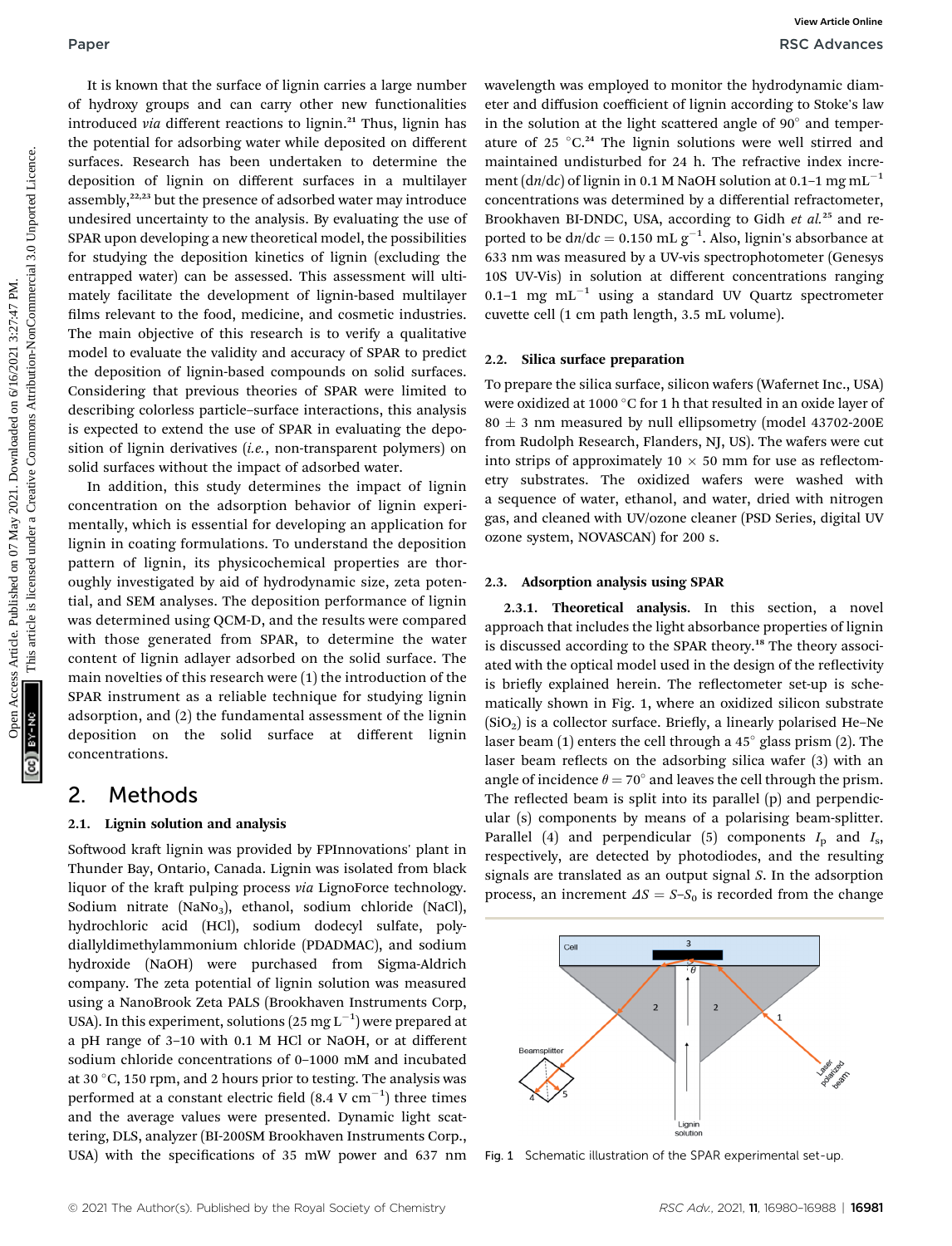It is known that the surface of lignin carries a large number of hydroxy groups and can carry other new functionalities introduced *via* different reactions to lignin.[21] Thus, lignin has the potential for adsorbing water while deposited on different surfaces. Research has been undertaken to determine the deposition of lignin on different surfaces in a multilayer assembly,[22,23] but the presence of adsorbed water may introduce undesired uncertainty to the analysis. By evaluating the use of SPAR upon developing a new theoretical model, the possibilities for studying the deposition kinetics of lignin (excluding the entrapped water) can be assessed. This assessment will ultimately facilitate the development of lignin-based multilayer films relevant to the food, medicine, and cosmetic industries. The main objective of this research is to verify a qualitative model to evaluate the validity and accuracy of SPAR to predict the deposition of lignin-based compounds on solid surfaces. Considering that previous theories of SPAR were limited to describing colorless particle–surface interactions, this analysis is expected to extend the use of SPAR in evaluating the deposition of lignin derivatives (*i.e.*, non-transparent polymers) on solid surfaces without the impact of adsorbed water.

In addition, this study determines the impact of lignin concentration on the adsorption behavior of lignin experimentally, which is essential for developing an application for lignin in coating formulations. To understand the deposition pattern of lignin, its physicochemical properties are thoroughly investigated by aid of hydrodynamic size, zeta potential, and SEM analyses. The deposition performance of lignin was determined using QCM-D, and the results were compared with those generated from SPAR, to determine the water content of lignin adlayer adsorbed on the solid surface. The main novelties of this research were (1) the introduction of the SPAR instrument as a reliable technique for studying lignin adsorption, and (2) the fundamental assessment of the lignin deposition on the solid surface at different lignin concentrations.

# 2. Methods

## 2.1. Lignin solution and analysis

Softwood kraft lignin was provided by FPInnovations' plant in Thunder Bay, Ontario, Canada. Lignin was isolated from black liquor of the kraft pulping process *via* LignoForce technology. Sodium nitrate ($NaNo_3$), ethanol, sodium chloride (NaCl), hydrochloric acid (HCl), sodium dodecyl sulfate, polydiallyldimethylammonium chloride (PDADMAC), and sodium hydroxide (NaOH) were purchased from Sigma-Aldrich company. The zeta potential of lignin solution was measured using a NanoBrook Zeta PALS (Brookhaven Instruments Corp, USA). In this experiment, solutions (25 mg $L^{-1}$) were prepared at a pH range of 3–10 with 0.1 M HCl or NaOH, or at different sodium chloride concentrations of 0–1000 mM and incubated at 30 °C, 150 rpm, and 2 hours prior to testing. The analysis was performed at a constant electric field (8.4 V $cm^{-1}$) three times and the average values were presented. Dynamic light scattering, DLS, analyzer (BI-200SM Brookhaven Instruments Corp., USA) with the specifications of 35 mW power and 637 nm wavelength was employed to monitor the hydrodynamic diameter and diffusion coefficient of lignin according to Stoke's law in the solution at the light scattered angle of 90° and temperature of 25 °C.[24] The lignin solutions were well stirred and maintained undisturbed for 24 h. The refractive index increment ($dn/dc$) of lignin in 0.1 M NaOH solution at 0.1–1 mg $mL^{-1}$ concentrations was determined by a differential refractometer, Brookhaven BI-DNDC, USA, according to Gidh *et al.*[25] and reported to be $dn/dc = 0.150$ mL $g^{-1}$. Also, lignin's absorbance at 633 nm was measured by a UV-vis spectrophotometer (Genesys 10S UV-Vis) in solution at different concentrations ranging 0.1–1 mg $mL^{-1}$ using a standard UV Quartz spectrometer cuvette cell (1 cm path length, 3.5 mL volume).

## 2.2. Silica surface preparation

To prepare the silica surface, silicon wafers (Wafernet Inc., USA) were oxidized at 1000 °C for 1 h that resulted in an oxide layer of 80 ± 3 nm measured by null ellipsometry (model 43702-200E from Rudolph Research, Flanders, NJ, US). The wafers were cut into strips of approximately 10 × 50 mm for use as reflectometry substrates. The oxidized wafers were washed with a sequence of water, ethanol, and water, dried with nitrogen gas, and cleaned with UV/ozone cleaner (PSD Series, digital UV ozone system, NOVASCAN) for 200 s.

## 2.3. Adsorption analysis using SPAR

**2.3.1. Theoretical analysis.** In this section, a novel approach that includes the light absorbance properties of lignin is discussed according to the SPAR theory.[18] The theory associated with the optical model used in the design of the reflectivity is briefly explained herein. The reflectometer set-up is schematically shown in Fig. 1, where an oxidized silicon substrate ($SiO_2$) is a collector surface. Briefly, a linearly polarised He–Ne laser beam (1) enters the cell through a 45° glass prism (2). The laser beam reflects on the adsorbing silica wafer (3) with an angle of incidence $\theta = 70°$ and leaves the cell through the prism. The reflected beam is split into its parallel (p) and perpendicular (s) components by means of a polarising beam-splitter. Parallel (4) and perpendicular (5) components $I_p$ and $I_s$, respectively, are detected by photodiodes, and the resulting signals are translated as an output signal $S$. In the adsorption process, an increment $\Delta S = S–S_0$ is recorded from the change

Cell
3
θ
2
2
1
Beamsplitter
4
5
Laser polarized beam
Lignin solution

Fig. 1 Schematic illustration of the SPAR experimental set-up.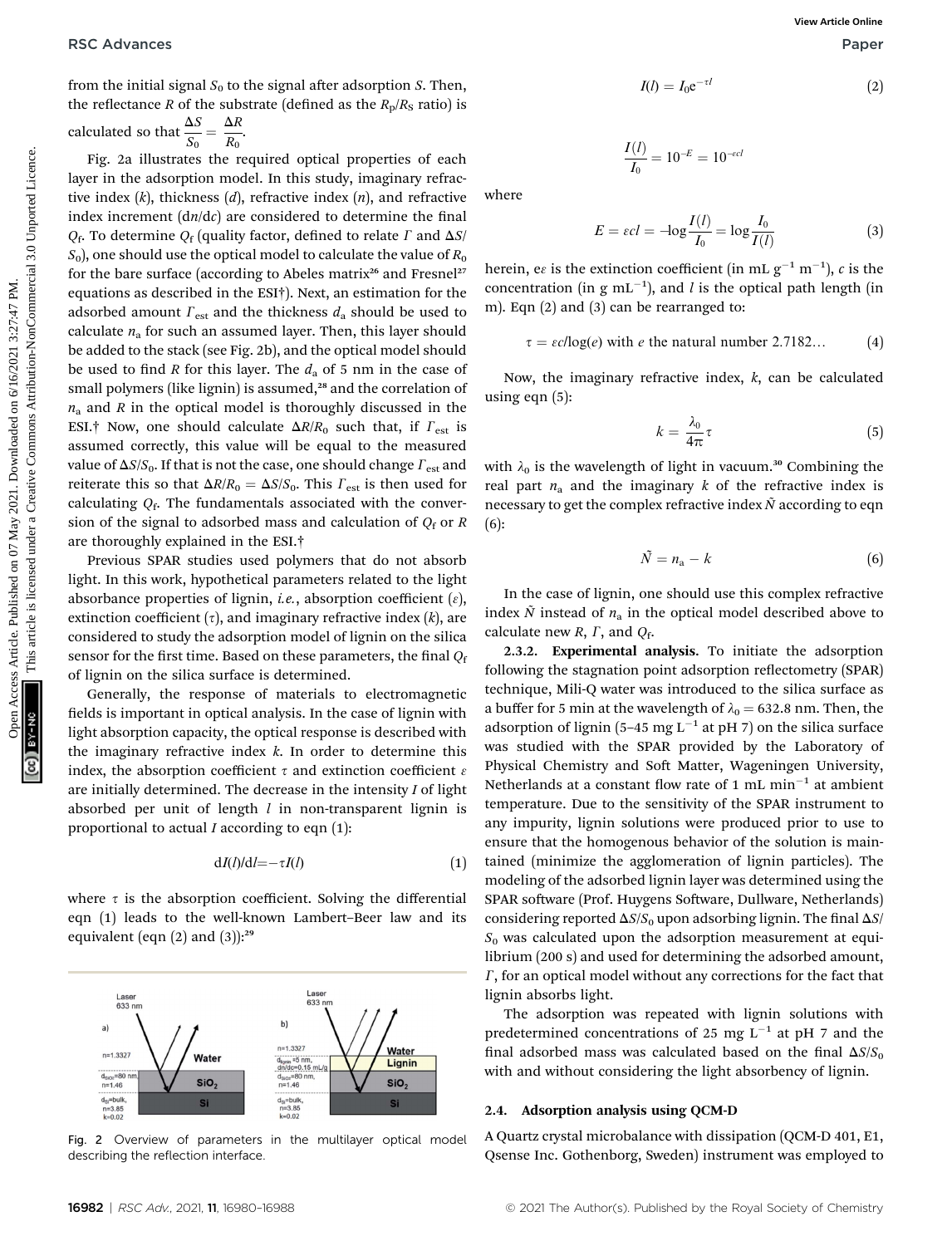from the initial signal $S_0$ to the signal after adsorption $S$. Then, the reflectance $R$ of the substrate (defined as the $R_p/R_S$ ratio) is calculated so that $\frac{\Delta S}{S_0} = \frac{\Delta R}{R_0}$.

Fig. 2a illustrates the required optical properties of each layer in the adsorption model. In this study, imaginary refractive index ($k$), thickness ($d$), refractive index ($n$), and refractive index increment ($dn/dc$) are considered to determine the final $Q_f$. To determine $Q_f$ (quality factor, defined to relate $\Gamma$ and $\Delta S/S_0$), one should use the optical model to calculate the value of $R_0$ for the bare surface (according to Abeles matrix[26] and Fresnel[27] equations as described in the ESI†). Next, an estimation for the adsorbed amount $\Gamma_{est}$ and the thickness $d_a$ should be used to calculate $n_a$ for such an assumed layer. Then, this layer should be added to the stack (see Fig. 2b), and the optical model should be used to find $R$ for this layer. The $d_a$ of 5 nm in the case of small polymers (like lignin) is assumed,[28] and the correlation of $n_a$ and $R$ in the optical model is thoroughly discussed in the ESI.† Now, one should calculate $\Delta R/R_0$ such that, if $\Gamma_{est}$ is assumed correctly, this value will be equal to the measured value of $\Delta S/S_0$. If that is not the case, one should change $\Gamma_{est}$ and reiterate this so that $\Delta R/R_0 = \Delta S/S_0$. This $\Gamma_{est}$ is then used for calculating $Q_f$. The fundamentals associated with the conversion of the signal to adsorbed mass and calculation of $Q_f$ or $R$ are thoroughly explained in the ESI.†

Previous SPAR studies used polymers that do not absorb light. In this work, hypothetical parameters related to the light absorbance properties of lignin, *i.e.*, absorption coefficient ($\varepsilon$), extinction coefficient ($\tau$), and imaginary refractive index ($k$), are considered to study the adsorption model of lignin on the silica sensor for the first time. Based on these parameters, the final $Q_f$ of lignin on the silica surface is determined.

Generally, the response of materials to electromagnetic fields is important in optical analysis. In the case of lignin with light absorption capacity, the optical response is described with the imaginary refractive index $k$. In order to determine this index, the absorption coefficient $\tau$ and extinction coefficient $\varepsilon$ are initially determined. The decrease in the intensity $I$ of light absorbed per unit of length $l$ in non-transparent lignin is proportional to actual $I$ according to eqn (1):

$$dI(l)/dl = -\tau I(l) \tag{1}$$

where $\tau$ is the absorption coefficient. Solving the differential eqn (1) leads to the well-known Lambert–Beer law and its equivalent (eqn (2) and (3)):[29]

$$I(l) = I_0 e^{-\tau l} \tag{2}$$

$$\frac{I(l)}{I_0} = 10^{-E} = 10^{-\varepsilon cl}$$

where

$$E = \varepsilon cl = -\log\frac{I(l)}{I_0} = \log\frac{I_0}{I(l)} \tag{3}$$

herein, e$\varepsilon$ is the extinction coefficient (in mL g$^{-1}$ m$^{-1}$), $c$ is the concentration (in g mL$^{-1}$), and $l$ is the optical path length (in m). Eqn (2) and (3) can be rearranged to:

$$\tau = \varepsilon c/\log(e) \text{ with } e \text{ the natural number } 2.7182\ldots \tag{4}$$

Now, the imaginary refractive index, $k$, can be calculated using eqn (5):

$$k = \frac{\lambda_0}{4\pi}\tau \tag{5}$$

with $\lambda_0$ is the wavelength of light in vacuum.[30] Combining the real part $n_a$ and the imaginary $k$ of the refractive index is necessary to get the complex refractive index $\tilde{N}$ according to eqn (6):

$$\tilde{N} = n_a - k \tag{6}$$

In the case of lignin, one should use this complex refractive index $\tilde{N}$ instead of $n_a$ in the optical model described above to calculate new $R$, $\Gamma$, and $Q_f$.

**2.3.2. Experimental analysis.** To initiate the adsorption following the stagnation point adsorption reflectometry (SPAR) technique, Mili-Q water was introduced to the silica surface as a buffer for 5 min at the wavelength of $\lambda_0 = 632.8$ nm. Then, the adsorption of lignin (5–45 mg L$^{-1}$ at pH 7) on the silica surface was studied with the SPAR provided by the Laboratory of Physical Chemistry and Soft Matter, Wageningen University, Netherlands at a constant flow rate of 1 mL min$^{-1}$ at ambient temperature. Due to the sensitivity of the SPAR instrument to any impurity, lignin solutions were produced prior to use to ensure that the homogenous behavior of the solution is maintained (minimize the agglomeration of lignin particles). The modeling of the adsorbed lignin layer was determined using the SPAR software (Prof. Huygens Software, Dullware, Netherlands) considering reported $\Delta S/S_0$ upon adsorbing lignin. The final $\Delta S/S_0$ was calculated upon the adsorption measurement at equilibrium (200 s) and used for determining the adsorbed amount, $\Gamma$, for an optical model without any corrections for the fact that lignin absorbs light.

The adsorption was repeated with lignin solutions with predetermined concentrations of 25 mg L$^{-1}$ at pH 7 and the final adsorbed mass was calculated based on the final $\Delta S/S_0$ with and without considering the light absorbency of lignin.

Laser
633 nm
a)
n=1.3327
Water
$d_{SiO_2}$=80 nm, n=1.46
$SiO_2$
$d_{Si}$=bulk, n=3.85 k=0.02
Si

Laser
633 nm
b)
n=1.3327
Water
$d_{lignin}$=5 nm, dn/dc=0.15 mL/g
Lignin
$d_{SiO_2}$=80 nm, n=1.46
$SiO_2$
$d_{Si}$=bulk, n=3.85 k=0.02
Si

Fig. 2 Overview of parameters in the multilayer optical model describing the reflection interface.

## 2.4. Adsorption analysis using QCM-D

A Quartz crystal microbalance with dissipation (QCM-D 401, E1, Qsense Inc. Gothenborg, Sweden) instrument was employed to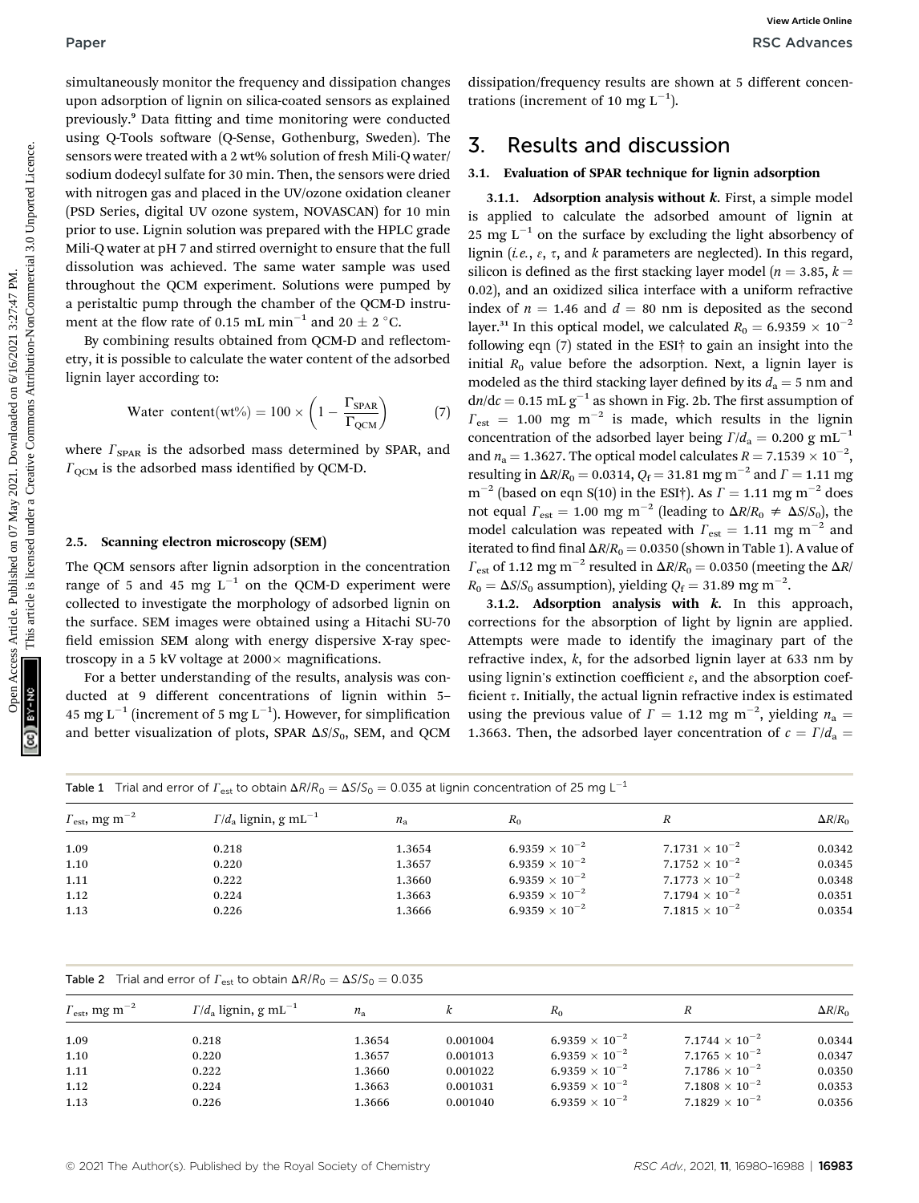simultaneously monitor the frequency and dissipation changes upon adsorption of lignin on silica-coated sensors as explained previously.[9] Data fitting and time monitoring were conducted using Q-Tools software (Q-Sense, Gothenburg, Sweden). The sensors were treated with a 2 wt% solution of fresh Mili-Q water/sodium dodecyl sulfate for 30 min. Then, the sensors were dried with nitrogen gas and placed in the UV/ozone oxidation cleaner (PSD Series, digital UV ozone system, NOVASCAN) for 10 min prior to use. Lignin solution was prepared with the HPLC grade Mili-Q water at pH 7 and stirred overnight to ensure that the full dissolution was achieved. The same water sample was used throughout the QCM experiment. Solutions were pumped by a peristaltic pump through the chamber of the QCM-D instrument at the flow rate of 0.15 mL $\min^{-1}$ and 20 ± 2 °C.

By combining results obtained from QCM-D and reflectometry, it is possible to calculate the water content of the adsorbed lignin layer according to:

$$\text{Water content(wt\%)} = 100 \times \left(1 - \frac{\Gamma_{\text{SPAR}}}{\Gamma_{\text{QCM}}}\right) \tag{7}$$

where $\Gamma_{\text{SPAR}}$ is the adsorbed mass determined by SPAR, and $\Gamma_{\text{QCM}}$ is the adsorbed mass identified by QCM-D.

### 2.5. Scanning electron microscopy (SEM)

The QCM sensors after lignin adsorption in the concentration range of 5 and 45 mg $\text{L}^{-1}$ on the QCM-D experiment were collected to investigate the morphology of adsorbed lignin on the surface. SEM images were obtained using a Hitachi SU-70 field emission SEM along with energy dispersive X-ray spectroscopy in a 5 kV voltage at 2000× magnifications.

For a better understanding of the results, analysis was conducted at 9 different concentrations of lignin within 5–45 mg $\text{L}^{-1}$ (increment of 5 mg $\text{L}^{-1}$). However, for simplification and better visualization of plots, SPAR $\Delta S/S_0$, SEM, and QCM dissipation/frequency results are shown at 5 different concentrations (increment of 10 mg $\text{L}^{-1}$).

## 3. Results and discussion

### 3.1. Evaluation of SPAR technique for lignin adsorption

**3.1.1. Adsorption analysis without *k*.** First, a simple model is applied to calculate the adsorbed amount of lignin at 25 mg $\text{L}^{-1}$ on the surface by excluding the light absorbency of lignin (*i.e.*, $\varepsilon$, $\tau$, and $k$ parameters are neglected). In this regard, silicon is defined as the first stacking layer model ($n = 3.85$, $k = 0.02$), and an oxidized silica interface with a uniform refractive index of $n = 1.46$ and $d = 80$ nm is deposited as the second layer.[31] In this optical model, we calculated $R_0 = 6.9359 \times 10^{-2}$ following eqn (7) stated in the ESI† to gain an insight into the initial $R_0$ value before the adsorption. Next, a lignin layer is modeled as the third stacking layer defined by its $d_a = 5$ nm and $dn/dc = 0.15$ mL $\text{g}^{-1}$ as shown in Fig. 2b. The first assumption of $\Gamma_{\text{est}} = 1.00$ mg $\text{m}^{-2}$ is made, which results in the lignin concentration of the adsorbed layer being $\Gamma/d_a = 0.200$ g $\text{mL}^{-1}$ and $n_a = 1.3627$. The optical model calculates $R = 7.1539 \times 10^{-2}$, resulting in $\Delta R/R_0 = 0.0314$, $Q_f = 31.81$ mg $\text{m}^{-2}$ and $\Gamma = 1.11$ mg $\text{m}^{-2}$ (based on eqn S(10) in the ESI†). As $\Gamma = 1.11$ mg $\text{m}^{-2}$ does not equal $\Gamma_{\text{est}} = 1.00$ mg $\text{m}^{-2}$ (leading to $\Delta R/R_0 \neq \Delta S/S_0$), the model calculation was repeated with $\Gamma_{\text{est}} = 1.11$ mg $\text{m}^{-2}$ and iterated to find final $\Delta R/R_0 = 0.0350$ (shown in Table 1). A value of $\Gamma_{\text{est}}$ of 1.12 mg $\text{m}^{-2}$ resulted in $\Delta R/R_0 = 0.0350$ (meeting the $\Delta R/R_0 = \Delta S/S_0$ assumption), yielding $Q_f = 31.89$ mg $\text{m}^{-2}$.

**3.1.2. Adsorption analysis with *k*.** In this approach, corrections for the absorption of light by lignin are applied. Attempts were made to identify the imaginary part of the refractive index, $k$, for the adsorbed lignin layer at 633 nm by using lignin's extinction coefficient $\varepsilon$, and the absorption coefficient $\tau$. Initially, the actual lignin refractive index is estimated using the previous value of $\Gamma = 1.12$ mg $\text{m}^{-2}$, yielding $n_a = 1.3663$. Then, the adsorbed layer concentration of $c = \Gamma/d_a =$

Table 1 Trial and error of $\Gamma_{\text{est}}$ to obtain $\Delta R/R_0 = \Delta S/S_0 = 0.035$ at lignin concentration of 25 mg $\text{L}^{-1}$

| $\Gamma_{\text{est}}$, mg $\text{m}^{-2}$ | $\Gamma/d_a$ lignin, g $\text{mL}^{-1}$ | $n_a$ | $R_0$ | $R$ | $\Delta R/R_0$ |
|---|---|---|---|---|---|
| 1.09 | 0.218 | 1.3654 | $6.9359 \times 10^{-2}$ | $7.1731 \times 10^{-2}$ | 0.0342 |
| 1.10 | 0.220 | 1.3657 | $6.9359 \times 10^{-2}$ | $7.1752 \times 10^{-2}$ | 0.0345 |
| 1.11 | 0.222 | 1.3660 | $6.9359 \times 10^{-2}$ | $7.1773 \times 10^{-2}$ | 0.0348 |
| 1.12 | 0.224 | 1.3663 | $6.9359 \times 10^{-2}$ | $7.1794 \times 10^{-2}$ | 0.0351 |
| 1.13 | 0.226 | 1.3666 | $6.9359 \times 10^{-2}$ | $7.1815 \times 10^{-2}$ | 0.0354 |

Table 2 Trial and error of $\Gamma_{\text{est}}$ to obtain $\Delta R/R_0 = \Delta S/S_0 = 0.035$

| $\Gamma_{\text{est}}$, mg $\text{m}^{-2}$ | $\Gamma/d_a$ lignin, g $\text{mL}^{-1}$ | $n_a$ | $k$ | $R_0$ | $R$ | $\Delta R/R_0$ |
|---|---|---|---|---|---|---|
| 1.09 | 0.218 | 1.3654 | 0.001004 | $6.9359 \times 10^{-2}$ | $7.1744 \times 10^{-2}$ | 0.0344 |
| 1.10 | 0.220 | 1.3657 | 0.001013 | $6.9359 \times 10^{-2}$ | $7.1765 \times 10^{-2}$ | 0.0347 |
| 1.11 | 0.222 | 1.3660 | 0.001022 | $6.9359 \times 10^{-2}$ | $7.1786 \times 10^{-2}$ | 0.0350 |
| 1.12 | 0.224 | 1.3663 | 0.001031 | $6.9359 \times 10^{-2}$ | $7.1808 \times 10^{-2}$ | 0.0353 |
| 1.13 | 0.226 | 1.3666 | 0.001040 | $6.9359 \times 10^{-2}$ | $7.1829 \times 10^{-2}$ | 0.0356 |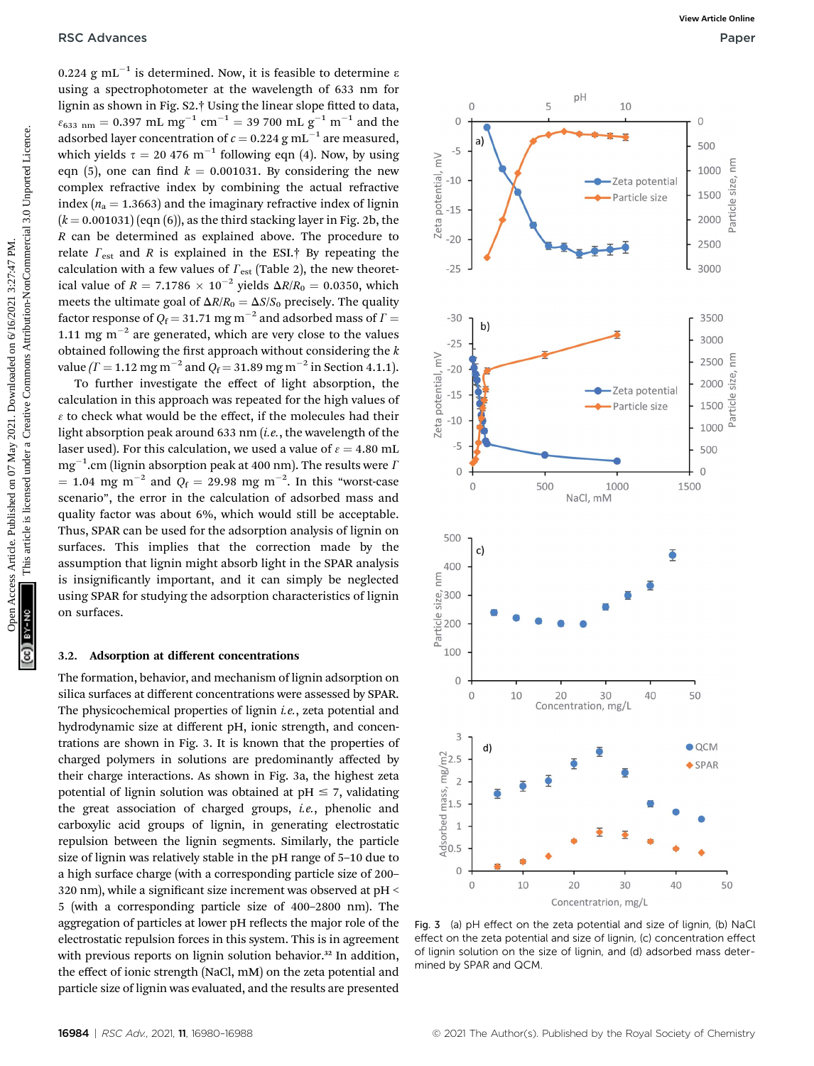0.224 g $mL^{-1}$ is determined. Now, it is feasible to determine ε using a spectrophotometer at the wavelength of 633 nm for lignin as shown in Fig. S2.† Using the linear slope fitted to data, $\varepsilon_{633\ nm} = 0.397$ mL $mg^{-1}$ $cm^{-1}$ = 39 700 mL $g^{-1}$ $m^{-1}$ and the adsorbed layer concentration of $c = 0.224$ g $mL^{-1}$ are measured, which yields $\tau = 20\ 476\ m^{-1}$ following eqn (4). Now, by using eqn (5), one can find $k = 0.001031$. By considering the new complex refractive index by combining the actual refractive index ($n_a = 1.3663$) and the imaginary refractive index of lignin ($k = 0.001031$) (eqn (6)), as the third stacking layer in Fig. 2b, the $R$ can be determined as explained above. The procedure to relate $\Gamma_{est}$ and $R$ is explained in the ESI.† By repeating the calculation with a few values of $\Gamma_{est}$ (Table 2), the new theoretical value of $R = 7.1786 \times 10^{-2}$ yields $\Delta R/R_0 = 0.0350$, which meets the ultimate goal of $\Delta R/R_0 = \Delta S/S_0$ precisely. The quality factor response of $Q_f = 31.71$ mg $m^{-2}$ and adsorbed mass of $\Gamma = 1.11$ mg $m^{-2}$ are generated, which are very close to the values obtained following the first approach without considering the $k$ value ($\Gamma = 1.12$ mg $m^{-2}$ and $Q_f = 31.89$ mg $m^{-2}$ in Section 4.1.1).

To further investigate the effect of light absorption, the calculation in this approach was repeated for the high values of ε to check what would be the effect, if the molecules had their light absorption peak around 633 nm (*i.e.*, the wavelength of the laser used). For this calculation, we used a value of $\varepsilon = 4.80$ mL $mg^{-1}$.cm (lignin absorption peak at 400 nm). The results were $\Gamma = 1.04$ mg $m^{-2}$ and $Q_f = 29.98$ mg $m^{-2}$. In this "worst-case scenario", the error in the calculation of adsorbed mass and quality factor was about 6%, which would still be acceptable. Thus, SPAR can be used for the adsorption analysis of lignin on surfaces. This implies that the correction made by the assumption that lignin might absorb light in the SPAR analysis is insignificantly important, and it can simply be neglected using SPAR for studying the adsorption characteristics of lignin on surfaces.

### 3.2. Adsorption at different concentrations

The formation, behavior, and mechanism of lignin adsorption on silica surfaces at different concentrations were assessed by SPAR. The physicochemical properties of lignin *i.e.*, zeta potential and hydrodynamic size at different pH, ionic strength, and concentrations are shown in Fig. 3. It is known that the properties of charged polymers in solutions are predominantly affected by their charge interactions. As shown in Fig. 3a, the highest zeta potential of lignin solution was obtained at pH ≤ 7, validating the great association of charged groups, *i.e.*, phenolic and carboxylic acid groups of lignin, in generating electrostatic repulsion between the lignin segments. Similarly, the particle size of lignin was relatively stable in the pH range of 5–10 due to a high surface charge (with a corresponding particle size of 200–320 nm), while a significant size increment was observed at pH < 5 (with a corresponding particle size of 400–2800 nm). The aggregation of particles at lower pH reflects the major role of the electrostatic repulsion forces in this system. This is in agreement with previous reports on lignin solution behavior.[32] In addition, the effect of ionic strength (NaCl, mM) on the zeta potential and particle size of lignin was evaluated, and the results are presented

a)
pH
0 5 10
Zeta potential, mV
0 -5 -10 -15 -20 -25
Particle size, nm
0 500 1000 1500 2000 2500 3000
Zeta potential
Particle size

b)
Zeta potential, mV
-30 -25 -20 -15 -10 -5 0
Particle size, nm
3500 3000 2500 2000 1500 1000 500 0
0 500 1000 1500
NaCl, mM
Zeta potential
Particle size

c)
Particle size, nm
500 400 300 200 100 0
0 10 20 30 40 50
Concentration, mg/L

d)
Adsorbed mass, mg/m2
3 2.5 2 1.5 1 0.5 0
0 10 20 30 40 50
Concentratrion, mg/L
QCM
SPAR

Fig. 3 (a) pH effect on the zeta potential and size of lignin, (b) NaCl effect on the zeta potential and size of lignin, (c) concentration effect of lignin solution on the size of lignin, and (d) adsorbed mass determined by SPAR and QCM.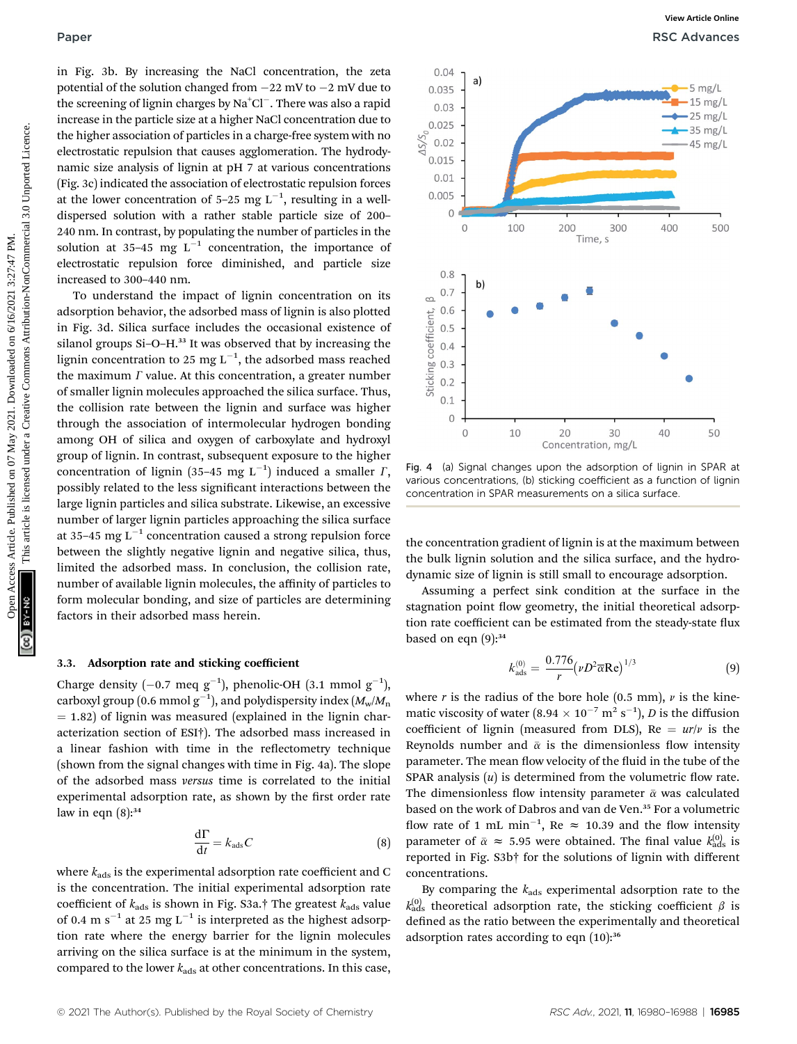in Fig. 3b. By increasing the NaCl concentration, the zeta potential of the solution changed from −22 mV to −2 mV due to the screening of lignin charges by $Na^+Cl^-$. There was also a rapid increase in the particle size at a higher NaCl concentration due to the higher association of particles in a charge-free system with no electrostatic repulsion that causes agglomeration. The hydrodynamic size analysis of lignin at pH 7 at various concentrations (Fig. 3c) indicated the association of electrostatic repulsion forces at the lower concentration of 5–25 mg $L^{-1}$, resulting in a well-dispersed solution with a rather stable particle size of 200–240 nm. In contrast, by populating the number of particles in the solution at 35–45 mg $L^{-1}$ concentration, the importance of electrostatic repulsion force diminished, and particle size increased to 300–440 nm.

To understand the impact of lignin concentration on its adsorption behavior, the adsorbed mass of lignin is also plotted in Fig. 3d. Silica surface includes the occasional existence of silanol groups Si–O–H.[33] It was observed that by increasing the lignin concentration to 25 mg $L^{-1}$, the adsorbed mass reached the maximum $\Gamma$ value. At this concentration, a greater number of smaller lignin molecules approached the silica surface. Thus, the collision rate between the lignin and surface was higher through the association of intermolecular hydrogen bonding among OH of silica and oxygen of carboxylate and hydroxyl group of lignin. In contrast, subsequent exposure to the higher concentration of lignin (35–45 mg $L^{-1}$) induced a smaller $\Gamma$, possibly related to the less significant interactions between the large lignin particles and silica substrate. Likewise, an excessive number of larger lignin particles approaching the silica surface at 35–45 mg $L^{-1}$ concentration caused a strong repulsion force between the slightly negative lignin and negative silica, thus, limited the adsorbed mass. In conclusion, the collision rate, number of available lignin molecules, the affinity of particles to form molecular bonding, and size of particles are determining factors in their adsorbed mass herein.

### 3.3. Adsorption rate and sticking coefficient

Charge density (−0.7 meq $g^{-1}$), phenolic-OH (3.1 mmol $g^{-1}$), carboxyl group (0.6 mmol $g^{-1}$), and polydispersity index ($M_w/M_n$ = 1.82) of lignin was measured (explained in the lignin characterization section of ESI†). The adsorbed mass increased in a linear fashion with time in the reflectometry technique (shown from the signal changes with time in Fig. 4a). The slope of the adsorbed mass *versus* time is correlated to the initial experimental adsorption rate, as shown by the first order rate law in eqn (8):[34]

$$\frac{d\Gamma}{dt} = k_{ads}C \tag{8}$$

where $k_{ads}$ is the experimental adsorption rate coefficient and C is the concentration. The initial experimental adsorption rate coefficient of $k_{ads}$ is shown in Fig. S3a.† The greatest $k_{ads}$ value of 0.4 m $s^{-1}$ at 25 mg $L^{-1}$ is interpreted as the highest adsorption rate where the energy barrier for the lignin molecules arriving on the silica surface is at the minimum in the system, compared to the lower $k_{ads}$ at other concentrations. In this case, the concentration gradient of lignin is at the maximum between the bulk lignin solution and the silica surface, and the hydrodynamic size of lignin is still small to encourage adsorption.

Fig. 4 (a) Signal changes upon the adsorption of lignin in SPAR at various concentrations, (b) sticking coefficient as a function of lignin concentration in SPAR measurements on a silica surface.

Assuming a perfect sink condition at the surface in the stagnation point flow geometry, the initial theoretical adsorption rate coefficient can be estimated from the steady-state flux based on eqn (9):[34]

$$k_{ads}^{(0)} = \frac{0.776}{r}\left(\nu D^2 \bar{\alpha} \mathrm{Re}\right)^{1/3} \tag{9}$$

where $r$ is the radius of the bore hole (0.5 mm), $\nu$ is the kinematic viscosity of water (8.94 × $10^{-7}$ $m^2$ $s^{-1}$), $D$ is the diffusion coefficient of lignin (measured from DLS), Re = $u r/\nu$ is the Reynolds number and $\bar{\alpha}$ is the dimensionless flow intensity parameter. The mean flow velocity of the fluid in the tube of the SPAR analysis ($u$) is determined from the volumetric flow rate. The dimensionless flow intensity parameter $\bar{\alpha}$ was calculated based on the work of Dabros and van de Ven.[35] For a volumetric flow rate of 1 mL $min^{-1}$, Re ≈ 10.39 and the flow intensity parameter of $\bar{\alpha}$ ≈ 5.95 were obtained. The final value $k_{ads}^{(0)}$ is reported in Fig. S3b† for the solutions of lignin with different concentrations.

By comparing the $k_{ads}$ experimental adsorption rate to the $k_{ads}^{(0)}$ theoretical adsorption rate, the sticking coefficient $\beta$ is defined as the ratio between the experimentally and theoretical adsorption rates according to eqn (10):[36]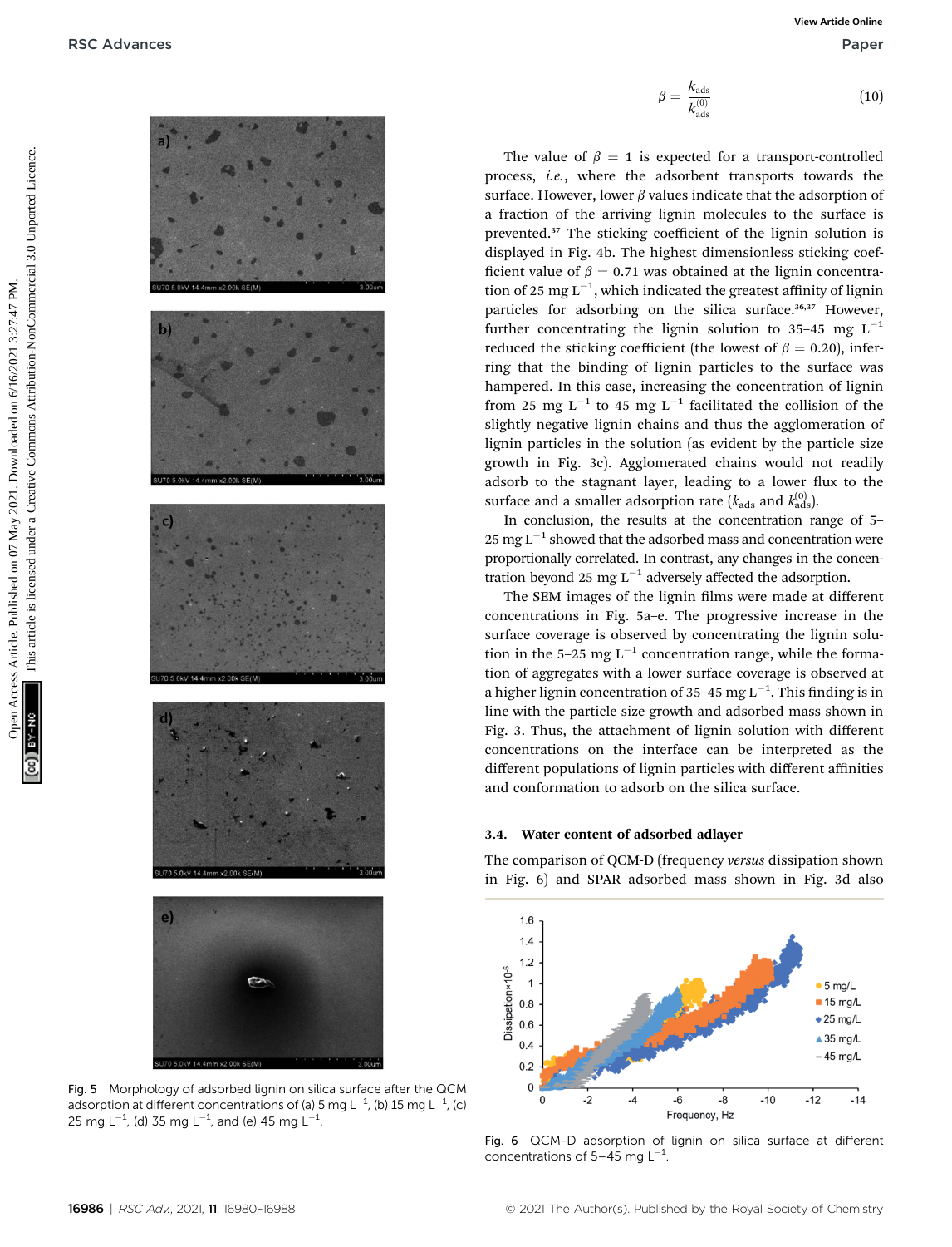$$\beta = \frac{k_{ads}}{k_{ads}^{(0)}} \tag{10}$$

The value of $\beta = 1$ is expected for a transport-controlled process, *i.e.*, where the adsorbent transports towards the surface. However, lower $\beta$ values indicate that the adsorption of a fraction of the arriving lignin molecules to the surface is prevented.[37] The sticking coefficient of the lignin solution is displayed in Fig. 4b. The highest dimensionless sticking coefficient value of $\beta = 0.71$ was obtained at the lignin concentration of 25 mg $L^{-1}$, which indicated the greatest affinity of lignin particles for adsorbing on the silica surface.[36,37] However, further concentrating the lignin solution to 35–45 mg $L^{-1}$ reduced the sticking coefficient (the lowest of $\beta = 0.20$), inferring that the binding of lignin particles to the surface was hampered. In this case, increasing the concentration of lignin from 25 mg $L^{-1}$ to 45 mg $L^{-1}$ facilitated the collision of the slightly negative lignin chains and thus the agglomeration of lignin particles in the solution (as evident by the particle size growth in Fig. 3c). Agglomerated chains would not readily adsorb to the stagnant layer, leading to a lower flux to the surface and a smaller adsorption rate ($k_{ads}$ and $k_{ads}^{(0)}$).

In conclusion, the results at the concentration range of 5–25 mg $L^{-1}$ showed that the adsorbed mass and concentration were proportionally correlated. In contrast, any changes in the concentration beyond 25 mg $L^{-1}$ adversely affected the adsorption.

The SEM images of the lignin films were made at different concentrations in Fig. 5a–e. The progressive increase in the surface coverage is observed by concentrating the lignin solution in the 5–25 mg $L^{-1}$ concentration range, while the formation of aggregates with a lower surface coverage is observed at a higher lignin concentration of 35–45 mg $L^{-1}$. This finding is in line with the particle size growth and adsorbed mass shown in Fig. 3. Thus, the attachment of lignin solution with different concentrations on the interface can be interpreted as the different populations of lignin particles with different affinities and conformation to adsorb on the silica surface.

Fig. 5 Morphology of adsorbed lignin on silica surface after the QCM adsorption at different concentrations of (a) 5 mg $L^{-1}$, (b) 15 mg $L^{-1}$, (c) 25 mg $L^{-1}$, (d) 35 mg $L^{-1}$, and (e) 45 mg $L^{-1}$.

### 3.4. Water content of adsorbed adlayer

The comparison of QCM-D (frequency *versus* dissipation shown in Fig. 6) and SPAR adsorbed mass shown in Fig. 3d also

Dissipation×10⁻⁶
Frequency, Hz
5 mg/L
15 mg/L
25 mg/L
35 mg/L
45 mg/L

Fig. 6 QCM-D adsorption of lignin on silica surface at different concentrations of 5–45 mg $L^{-1}$.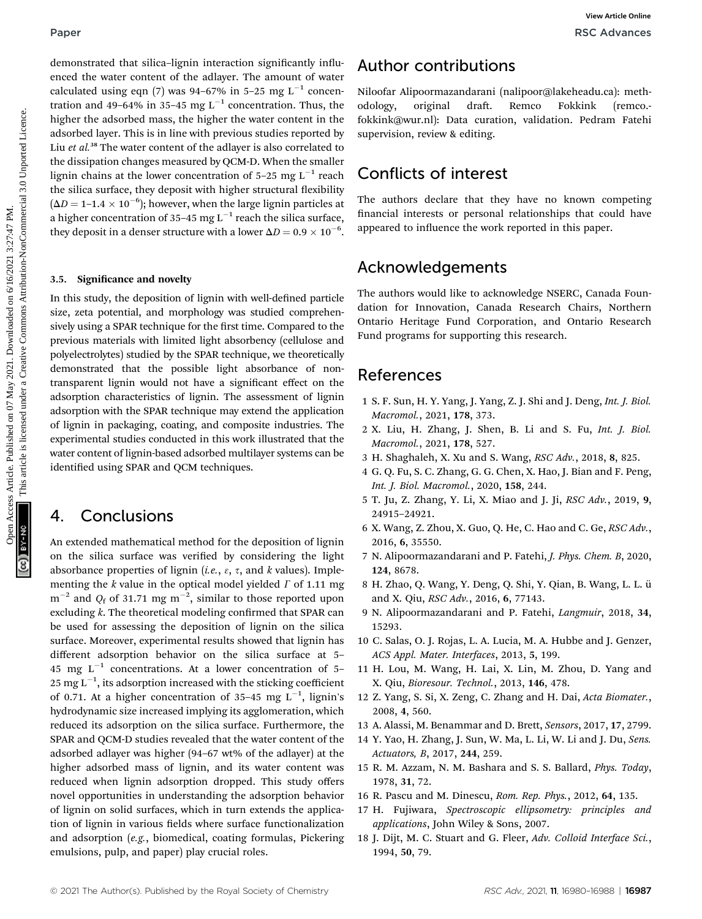demonstrated that silica–lignin interaction significantly influenced the water content of the adlayer. The amount of water calculated using eqn (7) was 94–67% in 5–25 mg $L^{-1}$ concentration and 49–64% in 35–45 mg $L^{-1}$ concentration. Thus, the higher the adsorbed mass, the higher the water content in the adsorbed layer. This is in line with previous studies reported by Liu *et al.*[38] The water content of the adlayer is also correlated to the dissipation changes measured by QCM-D. When the smaller lignin chains at the lower concentration of 5–25 mg $L^{-1}$ reach the silica surface, they deposit with higher structural flexibility ($\Delta D = 1$–$1.4 \times 10^{-6}$); however, when the large lignin particles at a higher concentration of 35–45 mg $L^{-1}$ reach the silica surface, they deposit in a denser structure with a lower $\Delta D = 0.9 \times 10^{-6}$.

### 3.5. Significance and novelty

In this study, the deposition of lignin with well-defined particle size, zeta potential, and morphology was studied comprehensively using a SPAR technique for the first time. Compared to the previous materials with limited light absorbency (cellulose and polyelectrolytes) studied by the SPAR technique, we theoretically demonstrated that the possible light absorbance of non-transparent lignin would not have a significant effect on the adsorption characteristics of lignin. The assessment of lignin adsorption with the SPAR technique may extend the application of lignin in packaging, coating, and composite industries. The experimental studies conducted in this work illustrated that the water content of lignin-based adsorbed multilayer systems can be identified using SPAR and QCM techniques.

## 4. Conclusions

An extended mathematical method for the deposition of lignin on the silica surface was verified by considering the light absorbance properties of lignin (*i.e.*, $\varepsilon$, $\tau$, and $k$ values). Implementing the $k$ value in the optical model yielded $\Gamma$ of 1.11 mg $m^{-2}$ and $Q_f$ of 31.71 mg $m^{-2}$, similar to those reported upon excluding $k$. The theoretical modeling confirmed that SPAR can be used for assessing the deposition of lignin on the silica surface. Moreover, experimental results showed that lignin has different adsorption behavior on the silica surface at 5–45 mg $L^{-1}$ concentrations. At a lower concentration of 5–25 mg $L^{-1}$, its adsorption increased with the sticking coefficient of 0.71. At a higher concentration of 35–45 mg $L^{-1}$, lignin's hydrodynamic size increased implying its agglomeration, which reduced its adsorption on the silica surface. Furthermore, the SPAR and QCM-D studies revealed that the water content of the adsorbed adlayer was higher (94–67 wt% of the adlayer) at the higher adsorbed mass of lignin, and its water content was reduced when lignin adsorption dropped. This study offers novel opportunities in understanding the adsorption behavior of lignin on solid surfaces, which in turn extends the application of lignin in various fields where surface functionalization and adsorption (*e.g.*, biomedical, coating formulas, Pickering emulsions, pulp, and paper) play crucial roles.

## Author contributions

Niloofar Alipoormazandarani (nalipoor@lakeheadu.ca): methodology, original draft. Remco Fokkink (remco.fokkink@wur.nl): Data curation, validation. Pedram Fatehi supervision, review & editing.

## Conflicts of interest

The authors declare that they have no known competing financial interests or personal relationships that could have appeared to influence the work reported in this paper.

## Acknowledgements

The authors would like to acknowledge NSERC, Canada Foundation for Innovation, Canada Research Chairs, Northern Ontario Heritage Fund Corporation, and Ontario Research Fund programs for supporting this research.

## References

1 S. F. Sun, H. Y. Yang, J. Yang, Z. J. Shi and J. Deng, *Int. J. Biol. Macromol.*, 2021, **178**, 373.

2 X. Liu, H. Zhang, J. Shen, B. Li and S. Fu, *Int. J. Biol. Macromol.*, 2021, **178**, 527.

3 H. Shaghaleh, X. Xu and S. Wang, *RSC Adv.*, 2018, **8**, 825.

4 G. Q. Fu, S. C. Zhang, G. G. Chen, X. Hao, J. Bian and F. Peng, *Int. J. Biol. Macromol.*, 2020, **158**, 244.

5 T. Ju, Z. Zhang, Y. Li, X. Miao and J. Ji, *RSC Adv.*, 2019, **9**, 24915–24921.

6 X. Wang, Z. Zhou, X. Guo, Q. He, C. Hao and C. Ge, *RSC Adv.*, 2016, **6**, 35550.

7 N. Alipoormazandarani and P. Fatehi, *J. Phys. Chem. B*, 2020, **124**, 8678.

8 H. Zhao, Q. Wang, Y. Deng, Q. Shi, Y. Qian, B. Wang, L. L. ü and X. Qiu, *RSC Adv.*, 2016, **6**, 77143.

9 N. Alipoormazandarani and P. Fatehi, *Langmuir*, 2018, **34**, 15293.

10 C. Salas, O. J. Rojas, L. A. Lucia, M. A. Hubbe and J. Genzer, *ACS Appl. Mater. Interfaces*, 2013, **5**, 199.

11 H. Lou, M. Wang, H. Lai, X. Lin, M. Zhou, D. Yang and X. Qiu, *Bioresour. Technol.*, 2013, **146**, 478.

12 Z. Yang, S. Si, X. Zeng, C. Zhang and H. Dai, *Acta Biomater.*, 2008, **4**, 560.

13 A. Alassi, M. Benammar and D. Brett, *Sensors*, 2017, **17**, 2799.

14 Y. Yao, H. Zhang, J. Sun, W. Ma, L. Li, W. Li and J. Du, *Sens. Actuators, B*, 2017, **244**, 259.

15 R. M. Azzam, N. M. Bashara and S. S. Ballard, *Phys. Today*, 1978, **31**, 72.

16 R. Pascu and M. Dinescu, *Rom. Rep. Phys.*, 2012, **64**, 135.

17 H. Fujiwara, *Spectroscopic ellipsometry: principles and applications*, John Wiley & Sons, 2007.

18 J. Dijt, M. C. Stuart and G. Fleer, *Adv. Colloid Interface Sci.*, 1994, **50**, 79.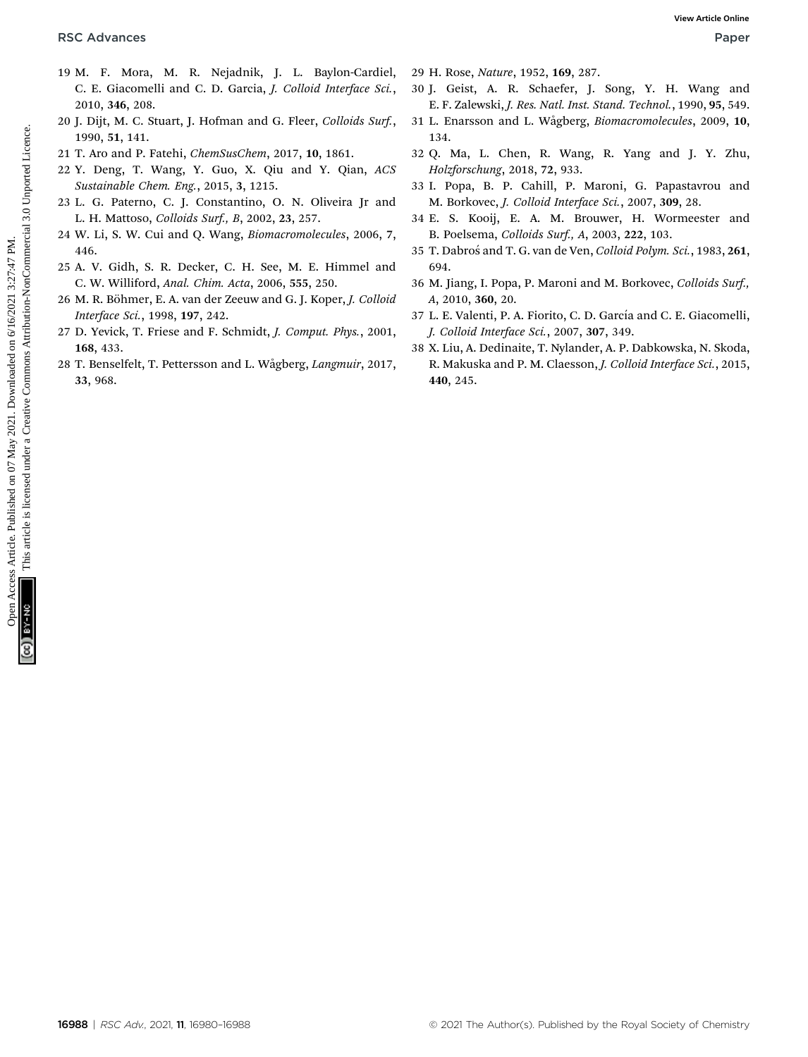19 M. F. Mora, M. R. Nejadnik, J. L. Baylon-Cardiel, C. E. Giacomelli and C. D. Garcia, *J. Colloid Interface Sci.*, 2010, **346**, 208.

20 J. Dijt, M. C. Stuart, J. Hofman and G. Fleer, *Colloids Surf.*, 1990, **51**, 141.

21 T. Aro and P. Fatehi, *ChemSusChem*, 2017, **10**, 1861.

22 Y. Deng, T. Wang, Y. Guo, X. Qiu and Y. Qian, *ACS Sustainable Chem. Eng.*, 2015, **3**, 1215.

23 L. G. Paterno, C. J. Constantino, O. N. Oliveira Jr and L. H. Mattoso, *Colloids Surf., B*, 2002, **23**, 257.

24 W. Li, S. W. Cui and Q. Wang, *Biomacromolecules*, 2006, **7**, 446.

25 A. V. Gidh, S. R. Decker, C. H. See, M. E. Himmel and C. W. Williford, *Anal. Chim. Acta*, 2006, **555**, 250.

26 M. R. Böhmer, E. A. van der Zeeuw and G. J. Koper, *J. Colloid Interface Sci.*, 1998, **197**, 242.

27 D. Yevick, T. Friese and F. Schmidt, *J. Comput. Phys.*, 2001, **168**, 433.

28 T. Benselfelt, T. Pettersson and L. Wågberg, *Langmuir*, 2017, **33**, 968.

29 H. Rose, *Nature*, 1952, **169**, 287.

30 J. Geist, A. R. Schaefer, J. Song, Y. H. Wang and E. F. Zalewski, *J. Res. Natl. Inst. Stand. Technol.*, 1990, **95**, 549.

31 L. Enarsson and L. Wågberg, *Biomacromolecules*, 2009, **10**, 134.

32 Q. Ma, L. Chen, R. Wang, R. Yang and J. Y. Zhu, *Holzforschung*, 2018, **72**, 933.

33 I. Popa, B. P. Cahill, P. Maroni, G. Papastavrou and M. Borkovec, *J. Colloid Interface Sci.*, 2007, **309**, 28.

34 E. S. Kooij, E. A. M. Brouwer, H. Wormeester and B. Poelsema, *Colloids Surf., A*, 2003, **222**, 103.

35 T. Dabroś and T. G. van de Ven, *Colloid Polym. Sci.*, 1983, **261**, 694.

36 M. Jiang, I. Popa, P. Maroni and M. Borkovec, *Colloids Surf., A*, 2010, **360**, 20.

37 L. E. Valenti, P. A. Fiorito, C. D. García and C. E. Giacomelli, *J. Colloid Interface Sci.*, 2007, **307**, 349.

38 X. Liu, A. Dedinaite, T. Nylander, A. P. Dabkowska, N. Skoda, R. Makuska and P. M. Claesson, *J. Colloid Interface Sci.*, 2015, **440**, 245.